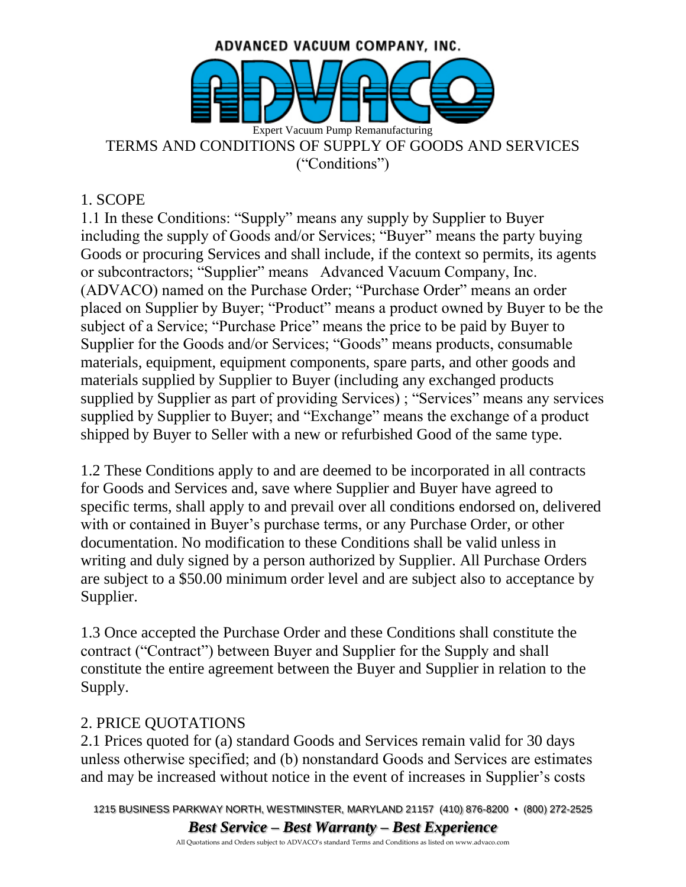ADVANCED VACUUM COMPANY, INC.

ADVACO

Expert Vacuum Pump Remanufacturing

# TERMS AND CONDITIONS OF SUPPLY OF GOODS AND SERVICES ("Conditions")

## 1. SCOPE

1.1 In these Conditions: "Supply" means any supply by Supplier to Buyer including the supply of Goods and/or Services; "Buyer" means the party buying Goods or procuring Services and shall include, if the context so permits, its agents or subcontractors; "Supplier" means Advanced Vacuum Company, Inc. (ADVACO) named on the Purchase Order; "Purchase Order" means an order placed on Supplier by Buyer; "Product" means a product owned by Buyer to be the subject of a Service; "Purchase Price" means the price to be paid by Buyer to Supplier for the Goods and/or Services; "Goods" means products, consumable materials, equipment, equipment components, spare parts, and other goods and materials supplied by Supplier to Buyer (including any exchanged products supplied by Supplier as part of providing Services) ; "Services" means any services supplied by Supplier to Buyer; and "Exchange" means the exchange of a product shipped by Buyer to Seller with a new or refurbished Good of the same type.

1.2 These Conditions apply to and are deemed to be incorporated in all contracts for Goods and Services and, save where Supplier and Buyer have agreed to specific terms, shall apply to and prevail over all conditions endorsed on, delivered with or contained in Buyer's purchase terms, or any Purchase Order, or other documentation. No modification to these Conditions shall be valid unless in writing and duly signed by a person authorized by Supplier. All Purchase Orders are subject to a $50.00 minimum order level and are subject also to acceptance by Supplier.

1.3 Once accepted the Purchase Order and these Conditions shall constitute the contract ("Contract") between Buyer and Supplier for the Supply and shall constitute the entire agreement between the Buyer and Supplier in relation to the Supply.

## 2. PRICE QUOTATIONS

2.1 Prices quoted for (a) standard Goods and Services remain valid for 30 days unless otherwise specified; and (b) nonstandard Goods and Services are estimates and may be increased without notice in the event of increases in Supplier's costs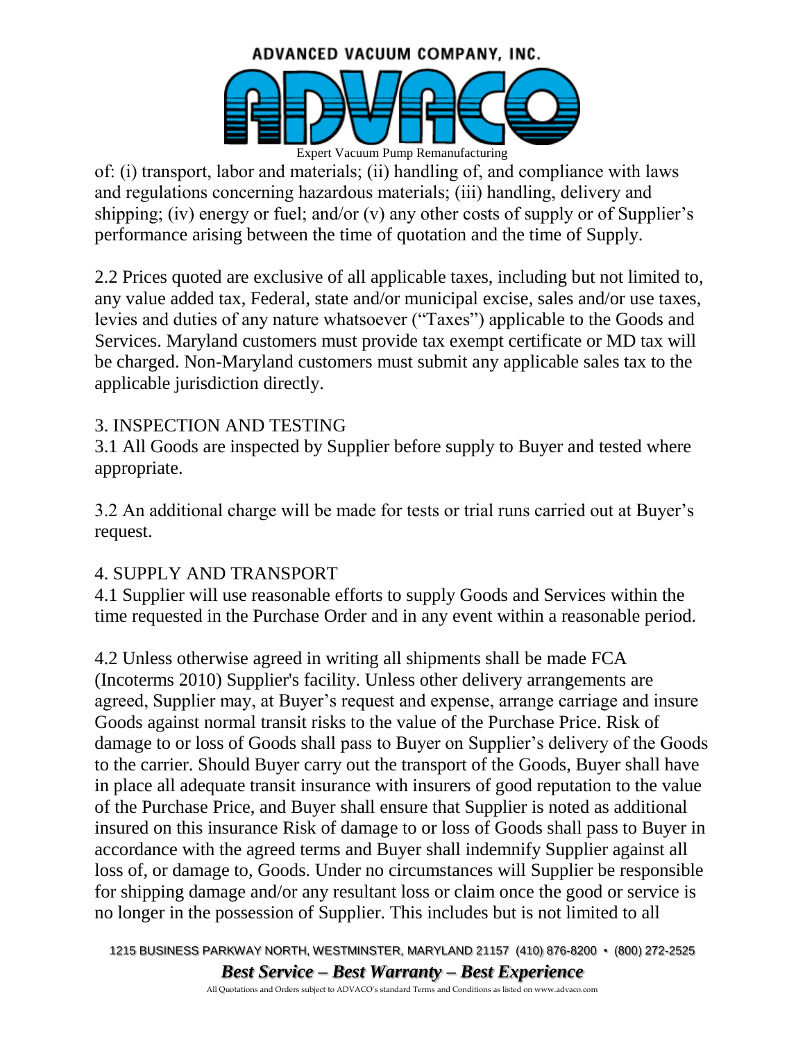of: (i) transport, labor and materials; (ii) handling of, and compliance with laws and regulations concerning hazardous materials; (iii) handling, delivery and shipping; (iv) energy or fuel; and/or (v) any other costs of supply or of Supplier's performance arising between the time of quotation and the time of Supply.

2.2 Prices quoted are exclusive of all applicable taxes, including but not limited to, any value added tax, Federal, state and/or municipal excise, sales and/or use taxes, levies and duties of any nature whatsoever ("Taxes") applicable to the Goods and Services. Maryland customers must provide tax exempt certificate or MD tax will be charged. Non-Maryland customers must submit any applicable sales tax to the applicable jurisdiction directly.

## 3. INSPECTION AND TESTING

3.1 All Goods are inspected by Supplier before supply to Buyer and tested where appropriate.

3.2 An additional charge will be made for tests or trial runs carried out at Buyer's request.

## 4. SUPPLY AND TRANSPORT

4.1 Supplier will use reasonable efforts to supply Goods and Services within the time requested in the Purchase Order and in any event within a reasonable period.

4.2 Unless otherwise agreed in writing all shipments shall be made FCA (Incoterms 2010) Supplier's facility. Unless other delivery arrangements are agreed, Supplier may, at Buyer's request and expense, arrange carriage and insure Goods against normal transit risks to the value of the Purchase Price. Risk of damage to or loss of Goods shall pass to Buyer on Supplier's delivery of the Goods to the carrier. Should Buyer carry out the transport of the Goods, Buyer shall have in place all adequate transit insurance with insurers of good reputation to the value of the Purchase Price, and Buyer shall ensure that Supplier is noted as additional insured on this insurance Risk of damage to or loss of Goods shall pass to Buyer in accordance with the agreed terms and Buyer shall indemnify Supplier against all loss of, or damage to, Goods. Under no circumstances will Supplier be responsible for shipping damage and/or any resultant loss or claim once the good or service is no longer in the possession of Supplier. This includes but is not limited to all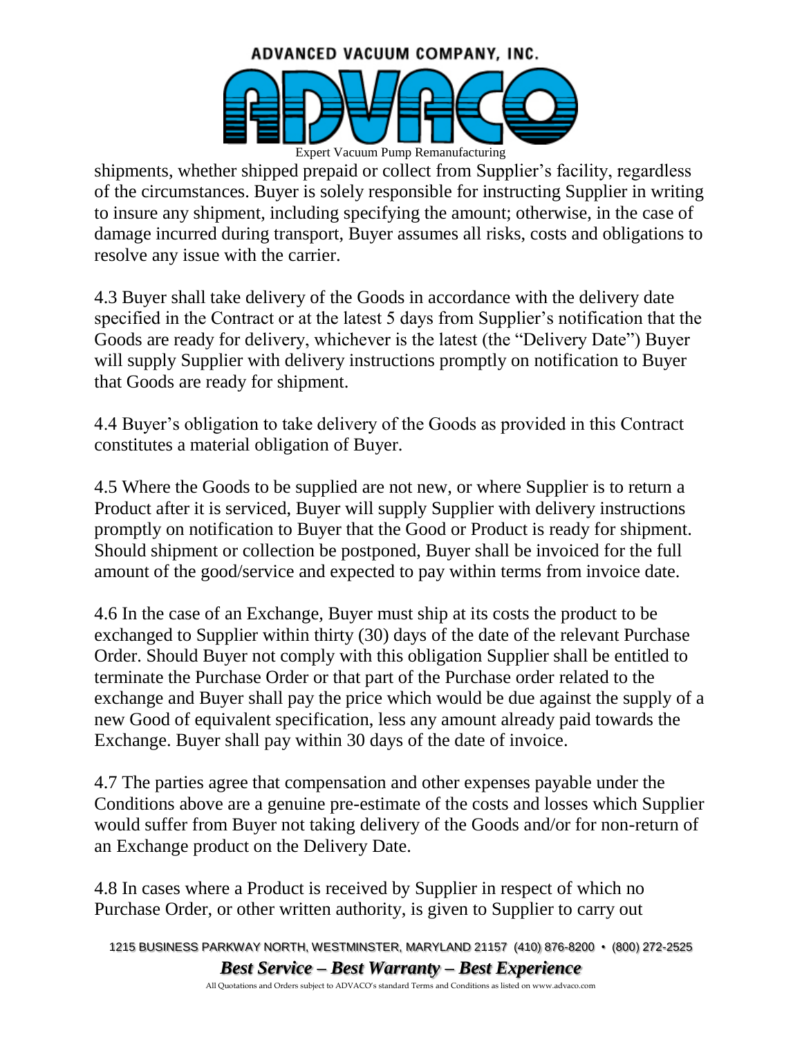shipments, whether shipped prepaid or collect from Supplier's facility, regardless of the circumstances. Buyer is solely responsible for instructing Supplier in writing to insure any shipment, including specifying the amount; otherwise, in the case of damage incurred during transport, Buyer assumes all risks, costs and obligations to resolve any issue with the carrier.

4.3 Buyer shall take delivery of the Goods in accordance with the delivery date specified in the Contract or at the latest 5 days from Supplier's notification that the Goods are ready for delivery, whichever is the latest (the "Delivery Date") Buyer will supply Supplier with delivery instructions promptly on notification to Buyer that Goods are ready for shipment.

4.4 Buyer's obligation to take delivery of the Goods as provided in this Contract constitutes a material obligation of Buyer.

4.5 Where the Goods to be supplied are not new, or where Supplier is to return a Product after it is serviced, Buyer will supply Supplier with delivery instructions promptly on notification to Buyer that the Good or Product is ready for shipment. Should shipment or collection be postponed, Buyer shall be invoiced for the full amount of the good/service and expected to pay within terms from invoice date.

4.6 In the case of an Exchange, Buyer must ship at its costs the product to be exchanged to Supplier within thirty (30) days of the date of the relevant Purchase Order. Should Buyer not comply with this obligation Supplier shall be entitled to terminate the Purchase Order or that part of the Purchase order related to the exchange and Buyer shall pay the price which would be due against the supply of a new Good of equivalent specification, less any amount already paid towards the Exchange. Buyer shall pay within 30 days of the date of invoice.

4.7 The parties agree that compensation and other expenses payable under the Conditions above are a genuine pre-estimate of the costs and losses which Supplier would suffer from Buyer not taking delivery of the Goods and/or for non-return of an Exchange product on the Delivery Date.

4.8 In cases where a Product is received by Supplier in respect of which no Purchase Order, or other written authority, is given to Supplier to carry out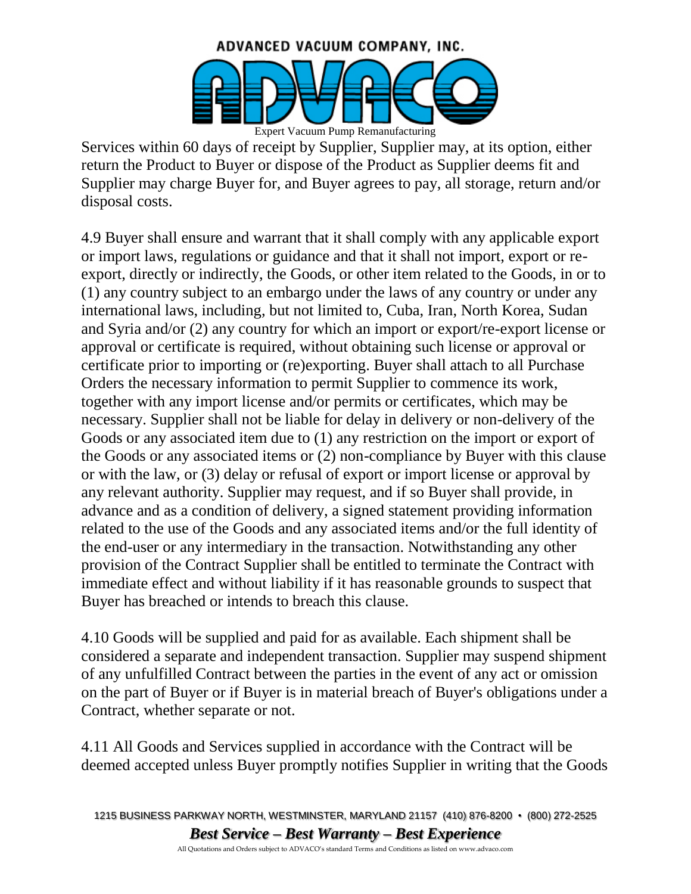Services within 60 days of receipt by Supplier, Supplier may, at its option, either return the Product to Buyer or dispose of the Product as Supplier deems fit and Supplier may charge Buyer for, and Buyer agrees to pay, all storage, return and/or disposal costs.

4.9 Buyer shall ensure and warrant that it shall comply with any applicable export or import laws, regulations or guidance and that it shall not import, export or re-export, directly or indirectly, the Goods, or other item related to the Goods, in or to (1) any country subject to an embargo under the laws of any country or under any international laws, including, but not limited to, Cuba, Iran, North Korea, Sudan and Syria and/or (2) any country for which an import or export/re-export license or approval or certificate is required, without obtaining such license or approval or certificate prior to importing or (re)exporting. Buyer shall attach to all Purchase Orders the necessary information to permit Supplier to commence its work, together with any import license and/or permits or certificates, which may be necessary. Supplier shall not be liable for delay in delivery or non-delivery of the Goods or any associated item due to (1) any restriction on the import or export of the Goods or any associated items or (2) non-compliance by Buyer with this clause or with the law, or (3) delay or refusal of export or import license or approval by any relevant authority. Supplier may request, and if so Buyer shall provide, in advance and as a condition of delivery, a signed statement providing information related to the use of the Goods and any associated items and/or the full identity of the end-user or any intermediary in the transaction. Notwithstanding any other provision of the Contract Supplier shall be entitled to terminate the Contract with immediate effect and without liability if it has reasonable grounds to suspect that Buyer has breached or intends to breach this clause.

4.10 Goods will be supplied and paid for as available. Each shipment shall be considered a separate and independent transaction. Supplier may suspend shipment of any unfulfilled Contract between the parties in the event of any act or omission on the part of Buyer or if Buyer is in material breach of Buyer's obligations under a Contract, whether separate or not.

4.11 All Goods and Services supplied in accordance with the Contract will be deemed accepted unless Buyer promptly notifies Supplier in writing that the Goods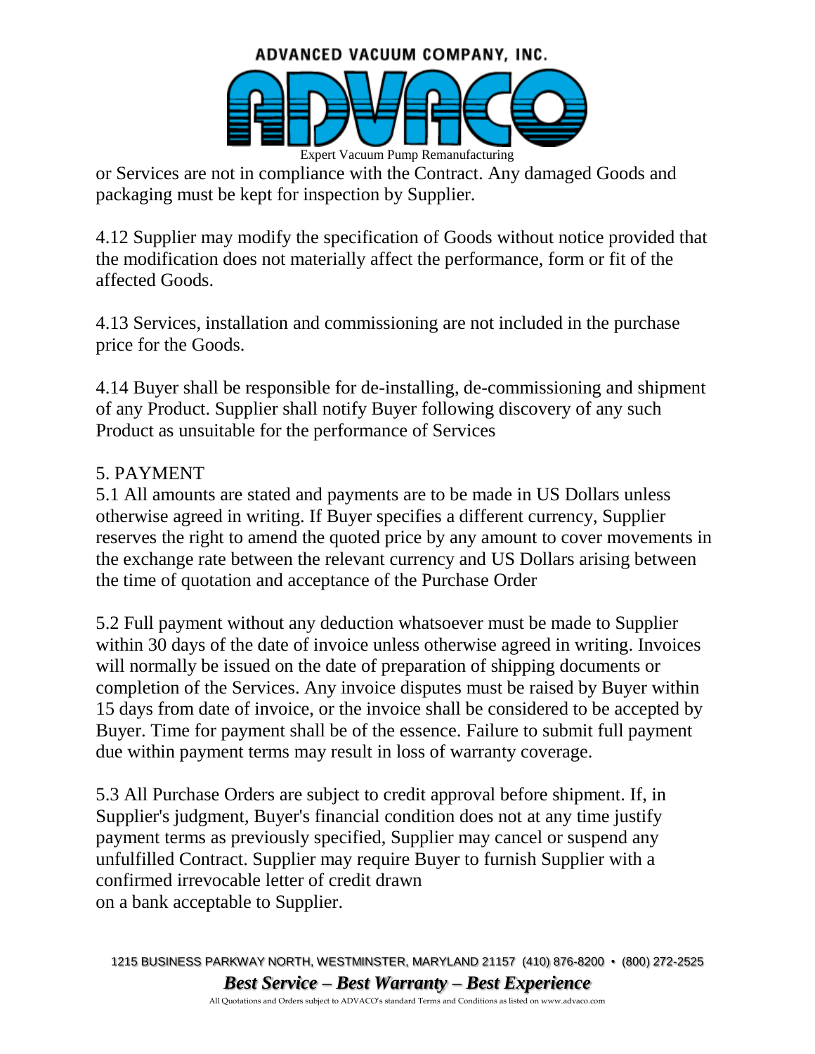or Services are not in compliance with the Contract. Any damaged Goods and packaging must be kept for inspection by Supplier.

4.12 Supplier may modify the specification of Goods without notice provided that the modification does not materially affect the performance, form or fit of the affected Goods.

4.13 Services, installation and commissioning are not included in the purchase price for the Goods.

4.14 Buyer shall be responsible for de-installing, de-commissioning and shipment of any Product. Supplier shall notify Buyer following discovery of any such Product as unsuitable for the performance of Services

5. PAYMENT

5.1 All amounts are stated and payments are to be made in US Dollars unless otherwise agreed in writing. If Buyer specifies a different currency, Supplier reserves the right to amend the quoted price by any amount to cover movements in the exchange rate between the relevant currency and US Dollars arising between the time of quotation and acceptance of the Purchase Order

5.2 Full payment without any deduction whatsoever must be made to Supplier within 30 days of the date of invoice unless otherwise agreed in writing. Invoices will normally be issued on the date of preparation of shipping documents or completion of the Services. Any invoice disputes must be raised by Buyer within 15 days from date of invoice, or the invoice shall be considered to be accepted by Buyer. Time for payment shall be of the essence. Failure to submit full payment due within payment terms may result in loss of warranty coverage.

5.3 All Purchase Orders are subject to credit approval before shipment. If, in Supplier's judgment, Buyer's financial condition does not at any time justify payment terms as previously specified, Supplier may cancel or suspend any unfulfilled Contract. Supplier may require Buyer to furnish Supplier with a confirmed irrevocable letter of credit drawn on a bank acceptable to Supplier.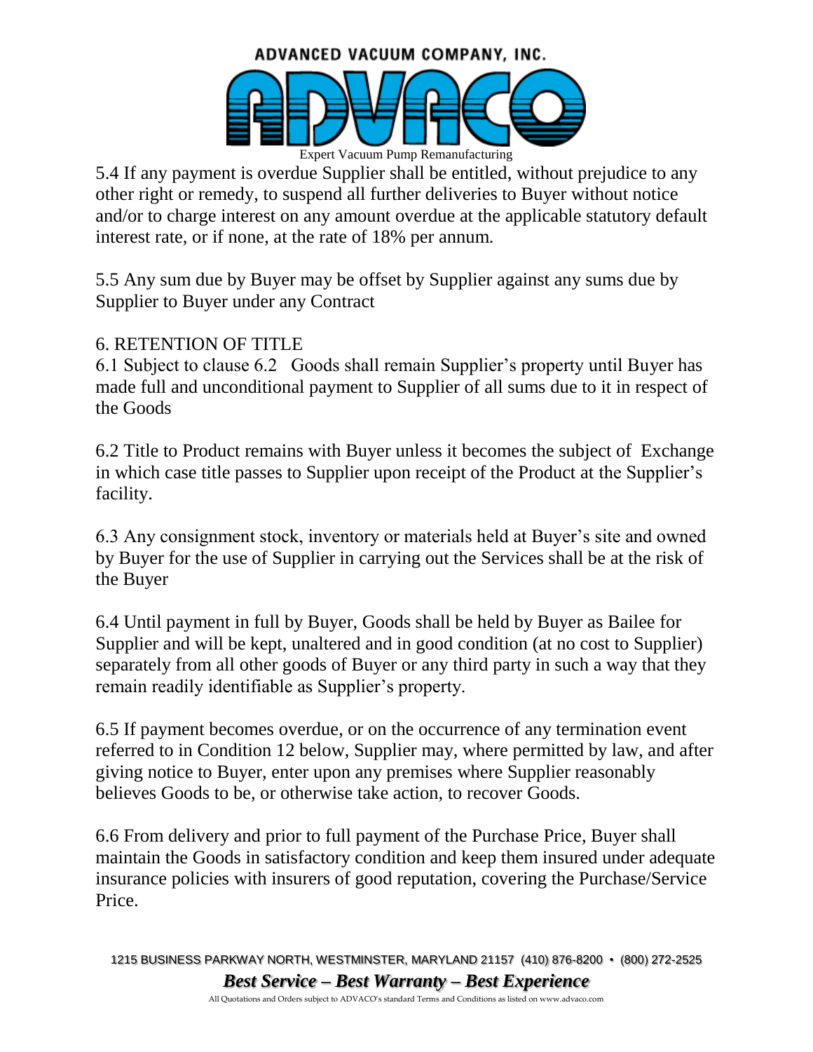5.4 If any payment is overdue Supplier shall be entitled, without prejudice to any other right or remedy, to suspend all further deliveries to Buyer without notice and/or to charge interest on any amount overdue at the applicable statutory default interest rate, or if none, at the rate of 18% per annum.

5.5 Any sum due by Buyer may be offset by Supplier against any sums due by Supplier to Buyer under any Contract

## 6. RETENTION OF TITLE

6.1 Subject to clause 6.2 Goods shall remain Supplier's property until Buyer has made full and unconditional payment to Supplier of all sums due to it in respect of the Goods

6.2 Title to Product remains with Buyer unless it becomes the subject of Exchange in which case title passes to Supplier upon receipt of the Product at the Supplier's facility.

6.3 Any consignment stock, inventory or materials held at Buyer's site and owned by Buyer for the use of Supplier in carrying out the Services shall be at the risk of the Buyer

6.4 Until payment in full by Buyer, Goods shall be held by Buyer as Bailee for Supplier and will be kept, unaltered and in good condition (at no cost to Supplier) separately from all other goods of Buyer or any third party in such a way that they remain readily identifiable as Supplier's property.

6.5 If payment becomes overdue, or on the occurrence of any termination event referred to in Condition 12 below, Supplier may, where permitted by law, and after giving notice to Buyer, enter upon any premises where Supplier reasonably believes Goods to be, or otherwise take action, to recover Goods.

6.6 From delivery and prior to full payment of the Purchase Price, Buyer shall maintain the Goods in satisfactory condition and keep them insured under adequate insurance policies with insurers of good reputation, covering the Purchase/Service Price.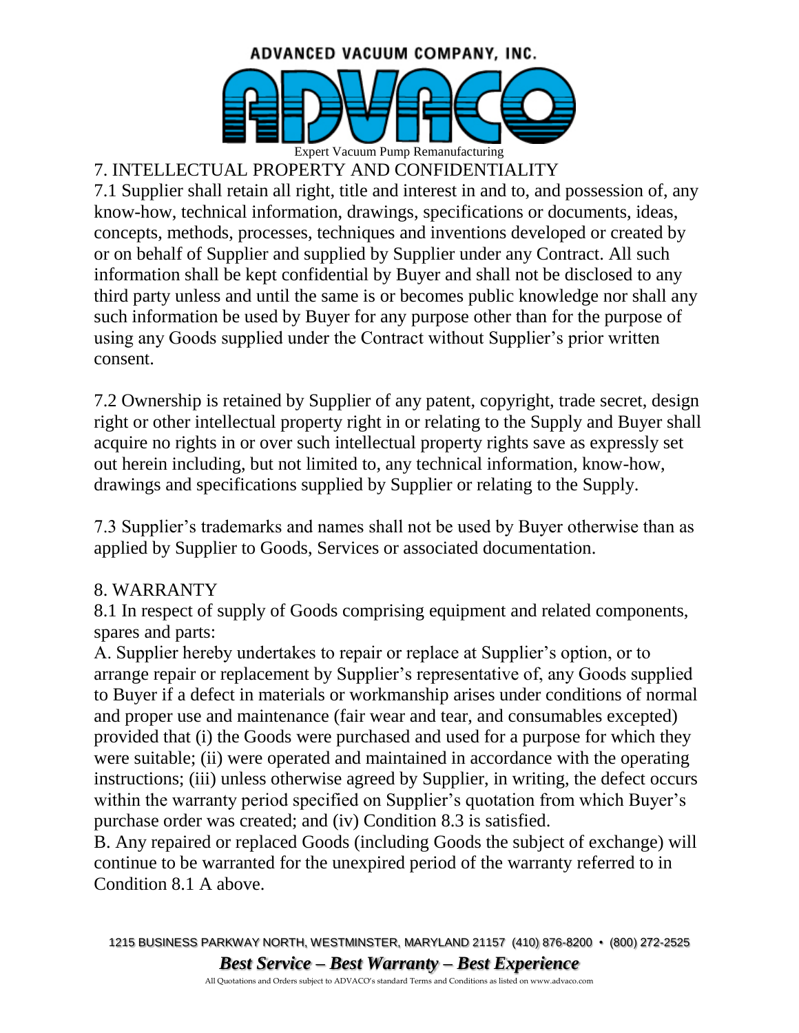## 7. INTELLECTUAL PROPERTY AND CONFIDENTIALITY

7.1 Supplier shall retain all right, title and interest in and to, and possession of, any know-how, technical information, drawings, specifications or documents, ideas, concepts, methods, processes, techniques and inventions developed or created by or on behalf of Supplier and supplied by Supplier under any Contract. All such information shall be kept confidential by Buyer and shall not be disclosed to any third party unless and until the same is or becomes public knowledge nor shall any such information be used by Buyer for any purpose other than for the purpose of using any Goods supplied under the Contract without Supplier's prior written consent.

7.2 Ownership is retained by Supplier of any patent, copyright, trade secret, design right or other intellectual property right in or relating to the Supply and Buyer shall acquire no rights in or over such intellectual property rights save as expressly set out herein including, but not limited to, any technical information, know-how, drawings and specifications supplied by Supplier or relating to the Supply.

7.3 Supplier's trademarks and names shall not be used by Buyer otherwise than as applied by Supplier to Goods, Services or associated documentation.

## 8. WARRANTY

8.1 In respect of supply of Goods comprising equipment and related components, spares and parts:

A. Supplier hereby undertakes to repair or replace at Supplier's option, or to arrange repair or replacement by Supplier's representative of, any Goods supplied to Buyer if a defect in materials or workmanship arises under conditions of normal and proper use and maintenance (fair wear and tear, and consumables excepted) provided that (i) the Goods were purchased and used for a purpose for which they were suitable; (ii) were operated and maintained in accordance with the operating instructions; (iii) unless otherwise agreed by Supplier, in writing, the defect occurs within the warranty period specified on Supplier's quotation from which Buyer's purchase order was created; and (iv) Condition 8.3 is satisfied.

B. Any repaired or replaced Goods (including Goods the subject of exchange) will continue to be warranted for the unexpired period of the warranty referred to in Condition 8.1 A above.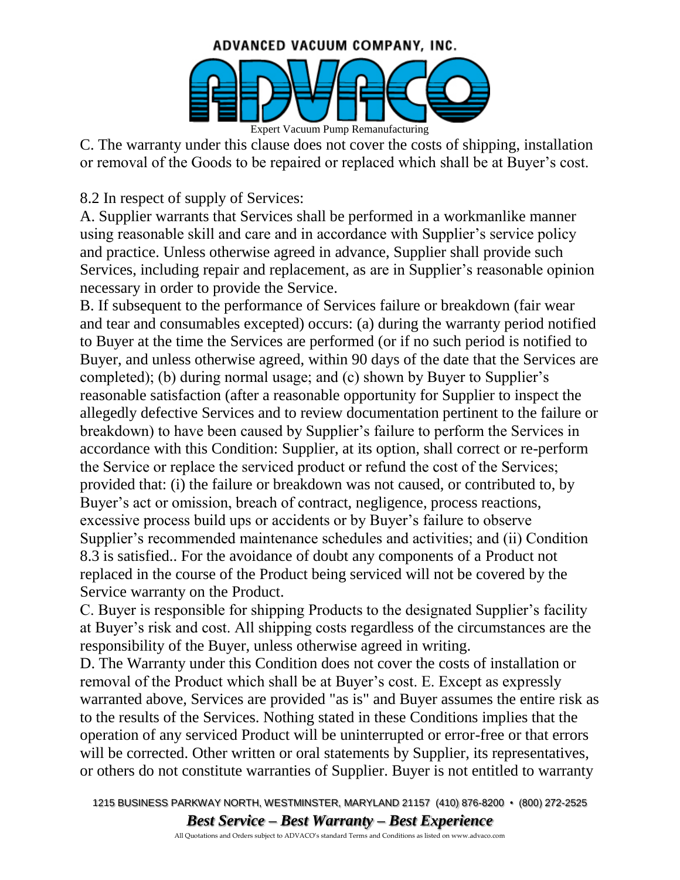C. The warranty under this clause does not cover the costs of shipping, installation or removal of the Goods to be repaired or replaced which shall be at Buyer's cost.

8.2 In respect of supply of Services:

A. Supplier warrants that Services shall be performed in a workmanlike manner using reasonable skill and care and in accordance with Supplier's service policy and practice. Unless otherwise agreed in advance, Supplier shall provide such Services, including repair and replacement, as are in Supplier's reasonable opinion necessary in order to provide the Service.

B. If subsequent to the performance of Services failure or breakdown (fair wear and tear and consumables excepted) occurs: (a) during the warranty period notified to Buyer at the time the Services are performed (or if no such period is notified to Buyer, and unless otherwise agreed, within 90 days of the date that the Services are completed); (b) during normal usage; and (c) shown by Buyer to Supplier's reasonable satisfaction (after a reasonable opportunity for Supplier to inspect the allegedly defective Services and to review documentation pertinent to the failure or breakdown) to have been caused by Supplier's failure to perform the Services in accordance with this Condition: Supplier, at its option, shall correct or re-perform the Service or replace the serviced product or refund the cost of the Services; provided that: (i) the failure or breakdown was not caused, or contributed to, by Buyer's act or omission, breach of contract, negligence, process reactions, excessive process build ups or accidents or by Buyer's failure to observe Supplier's recommended maintenance schedules and activities; and (ii) Condition 8.3 is satisfied.. For the avoidance of doubt any components of a Product not replaced in the course of the Product being serviced will not be covered by the Service warranty on the Product.

C. Buyer is responsible for shipping Products to the designated Supplier's facility at Buyer's risk and cost. All shipping costs regardless of the circumstances are the responsibility of the Buyer, unless otherwise agreed in writing.

D. The Warranty under this Condition does not cover the costs of installation or removal of the Product which shall be at Buyer's cost. E. Except as expressly warranted above, Services are provided "as is" and Buyer assumes the entire risk as to the results of the Services. Nothing stated in these Conditions implies that the operation of any serviced Product will be uninterrupted or error-free or that errors will be corrected. Other written or oral statements by Supplier, its representatives, or others do not constitute warranties of Supplier. Buyer is not entitled to warranty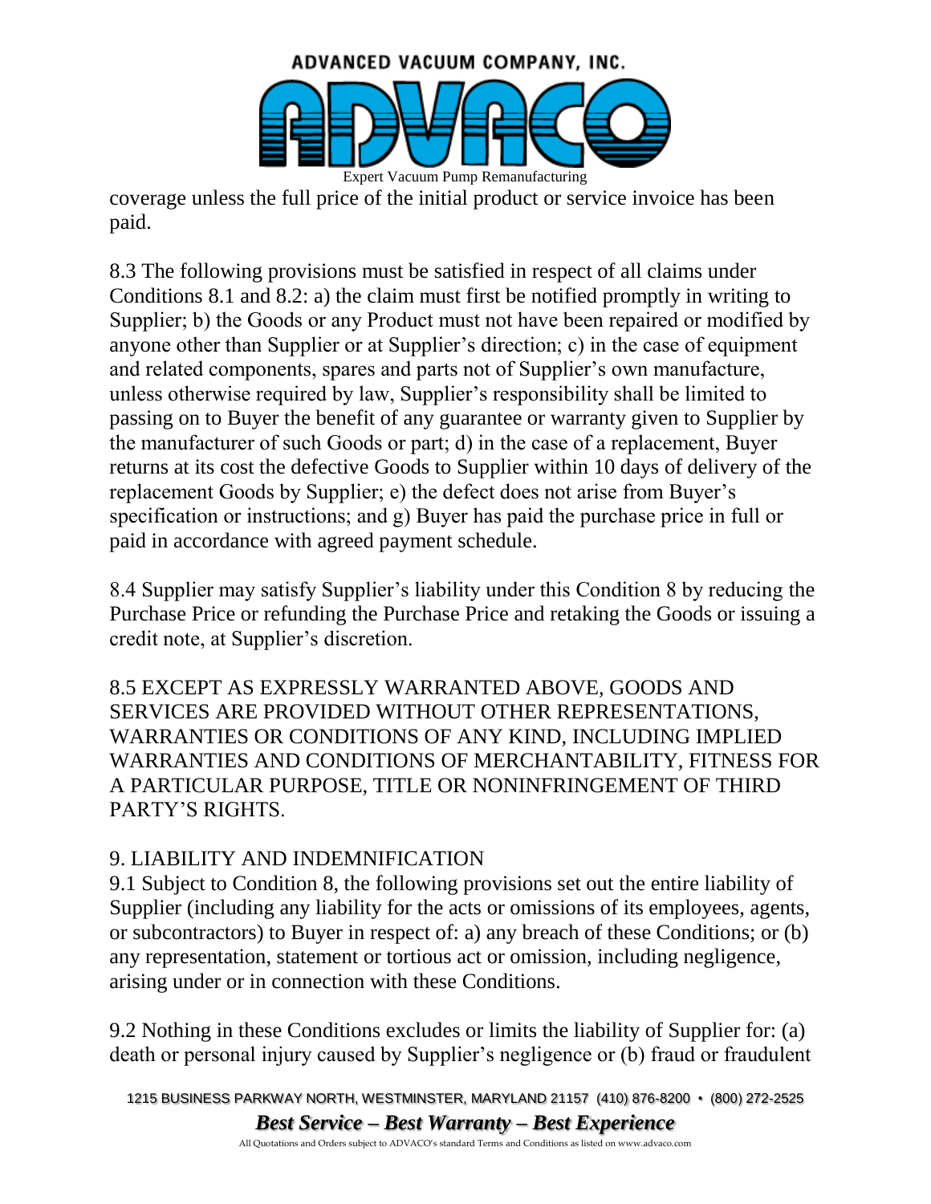coverage unless the full price of the initial product or service invoice has been paid.

8.3 The following provisions must be satisfied in respect of all claims under Conditions 8.1 and 8.2: a) the claim must first be notified promptly in writing to Supplier; b) the Goods or any Product must not have been repaired or modified by anyone other than Supplier or at Supplier's direction; c) in the case of equipment and related components, spares and parts not of Supplier's own manufacture, unless otherwise required by law, Supplier's responsibility shall be limited to passing on to Buyer the benefit of any guarantee or warranty given to Supplier by the manufacturer of such Goods or part; d) in the case of a replacement, Buyer returns at its cost the defective Goods to Supplier within 10 days of delivery of the replacement Goods by Supplier; e) the defect does not arise from Buyer's specification or instructions; and g) Buyer has paid the purchase price in full or paid in accordance with agreed payment schedule.

8.4 Supplier may satisfy Supplier's liability under this Condition 8 by reducing the Purchase Price or refunding the Purchase Price and retaking the Goods or issuing a credit note, at Supplier's discretion.

8.5 EXCEPT AS EXPRESSLY WARRANTED ABOVE, GOODS AND SERVICES ARE PROVIDED WITHOUT OTHER REPRESENTATIONS, WARRANTIES OR CONDITIONS OF ANY KIND, INCLUDING IMPLIED WARRANTIES AND CONDITIONS OF MERCHANTABILITY, FITNESS FOR A PARTICULAR PURPOSE, TITLE OR NONINFRINGEMENT OF THIRD PARTY'S RIGHTS.

## 9. LIABILITY AND INDEMNIFICATION

9.1 Subject to Condition 8, the following provisions set out the entire liability of Supplier (including any liability for the acts or omissions of its employees, agents, or subcontractors) to Buyer in respect of: a) any breach of these Conditions; or (b) any representation, statement or tortious act or omission, including negligence, arising under or in connection with these Conditions.

9.2 Nothing in these Conditions excludes or limits the liability of Supplier for: (a) death or personal injury caused by Supplier's negligence or (b) fraud or fraudulent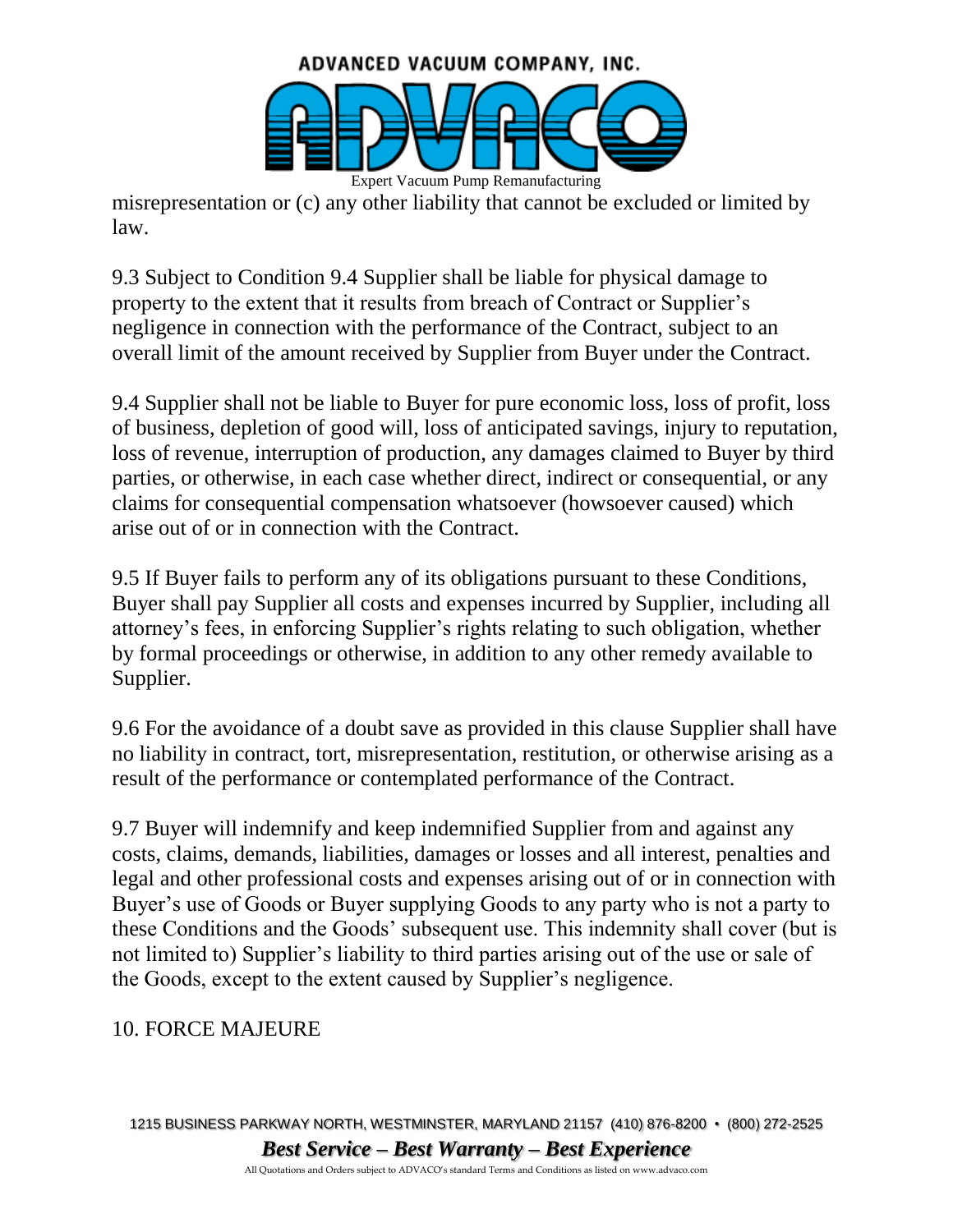misrepresentation or (c) any other liability that cannot be excluded or limited by law.

9.3 Subject to Condition 9.4 Supplier shall be liable for physical damage to property to the extent that it results from breach of Contract or Supplier's negligence in connection with the performance of the Contract, subject to an overall limit of the amount received by Supplier from Buyer under the Contract.

9.4 Supplier shall not be liable to Buyer for pure economic loss, loss of profit, loss of business, depletion of good will, loss of anticipated savings, injury to reputation, loss of revenue, interruption of production, any damages claimed to Buyer by third parties, or otherwise, in each case whether direct, indirect or consequential, or any claims for consequential compensation whatsoever (howsoever caused) which arise out of or in connection with the Contract.

9.5 If Buyer fails to perform any of its obligations pursuant to these Conditions, Buyer shall pay Supplier all costs and expenses incurred by Supplier, including all attorney's fees, in enforcing Supplier's rights relating to such obligation, whether by formal proceedings or otherwise, in addition to any other remedy available to Supplier.

9.6 For the avoidance of a doubt save as provided in this clause Supplier shall have no liability in contract, tort, misrepresentation, restitution, or otherwise arising as a result of the performance or contemplated performance of the Contract.

9.7 Buyer will indemnify and keep indemnified Supplier from and against any costs, claims, demands, liabilities, damages or losses and all interest, penalties and legal and other professional costs and expenses arising out of or in connection with Buyer's use of Goods or Buyer supplying Goods to any party who is not a party to these Conditions and the Goods' subsequent use. This indemnity shall cover (but is not limited to) Supplier's liability to third parties arising out of the use or sale of the Goods, except to the extent caused by Supplier's negligence.

## 10. FORCE MAJEURE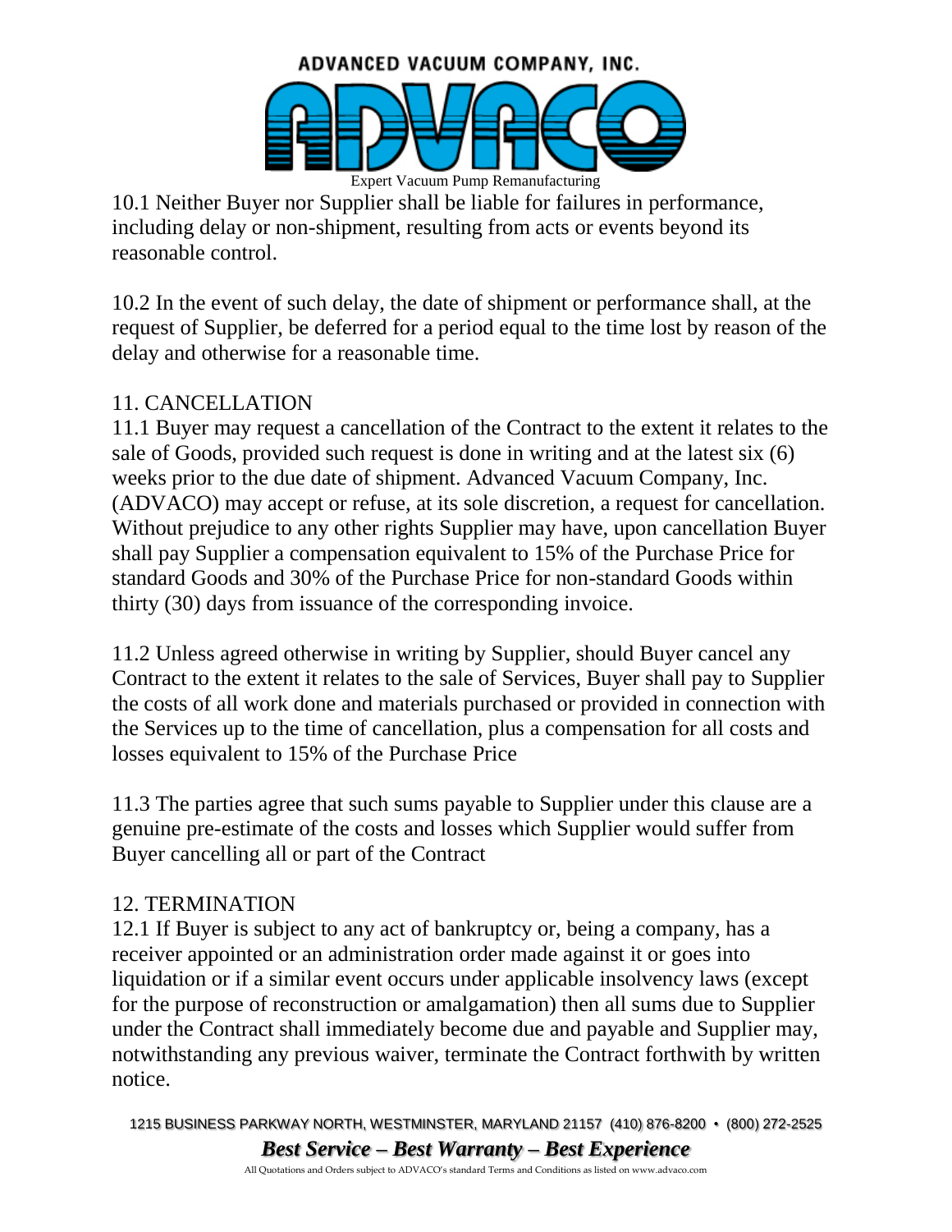10.1 Neither Buyer nor Supplier shall be liable for failures in performance, including delay or non-shipment, resulting from acts or events beyond its reasonable control.

10.2 In the event of such delay, the date of shipment or performance shall, at the request of Supplier, be deferred for a period equal to the time lost by reason of the delay and otherwise for a reasonable time.

## 11. CANCELLATION

11.1 Buyer may request a cancellation of the Contract to the extent it relates to the sale of Goods, provided such request is done in writing and at the latest six (6) weeks prior to the due date of shipment. Advanced Vacuum Company, Inc. (ADVACO) may accept or refuse, at its sole discretion, a request for cancellation. Without prejudice to any other rights Supplier may have, upon cancellation Buyer shall pay Supplier a compensation equivalent to 15% of the Purchase Price for standard Goods and 30% of the Purchase Price for non-standard Goods within thirty (30) days from issuance of the corresponding invoice.

11.2 Unless agreed otherwise in writing by Supplier, should Buyer cancel any Contract to the extent it relates to the sale of Services, Buyer shall pay to Supplier the costs of all work done and materials purchased or provided in connection with the Services up to the time of cancellation, plus a compensation for all costs and losses equivalent to 15% of the Purchase Price

11.3 The parties agree that such sums payable to Supplier under this clause are a genuine pre-estimate of the costs and losses which Supplier would suffer from Buyer cancelling all or part of the Contract

## 12. TERMINATION

12.1 If Buyer is subject to any act of bankruptcy or, being a company, has a receiver appointed or an administration order made against it or goes into liquidation or if a similar event occurs under applicable insolvency laws (except for the purpose of reconstruction or amalgamation) then all sums due to Supplier under the Contract shall immediately become due and payable and Supplier may, notwithstanding any previous waiver, terminate the Contract forthwith by written notice.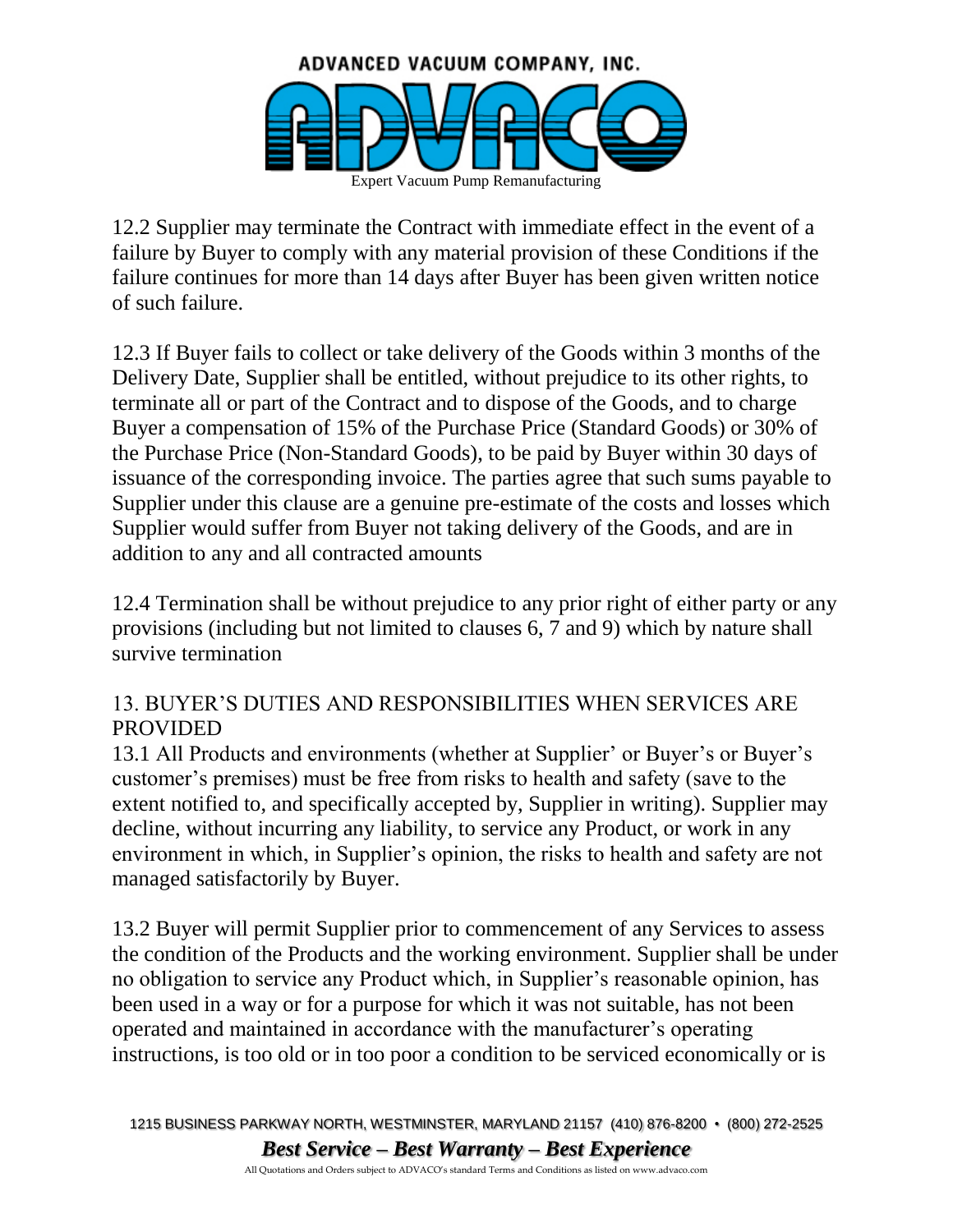12.2 Supplier may terminate the Contract with immediate effect in the event of a failure by Buyer to comply with any material provision of these Conditions if the failure continues for more than 14 days after Buyer has been given written notice of such failure.

12.3 If Buyer fails to collect or take delivery of the Goods within 3 months of the Delivery Date, Supplier shall be entitled, without prejudice to its other rights, to terminate all or part of the Contract and to dispose of the Goods, and to charge Buyer a compensation of 15% of the Purchase Price (Standard Goods) or 30% of the Purchase Price (Non-Standard Goods), to be paid by Buyer within 30 days of issuance of the corresponding invoice. The parties agree that such sums payable to Supplier under this clause are a genuine pre-estimate of the costs and losses which Supplier would suffer from Buyer not taking delivery of the Goods, and are in addition to any and all contracted amounts

12.4 Termination shall be without prejudice to any prior right of either party or any provisions (including but not limited to clauses 6, 7 and 9) which by nature shall survive termination

## 13. BUYER'S DUTIES AND RESPONSIBILITIES WHEN SERVICES ARE PROVIDED

13.1 All Products and environments (whether at Supplier' or Buyer's or Buyer's customer's premises) must be free from risks to health and safety (save to the extent notified to, and specifically accepted by, Supplier in writing). Supplier may decline, without incurring any liability, to service any Product, or work in any environment in which, in Supplier's opinion, the risks to health and safety are not managed satisfactorily by Buyer.

13.2 Buyer will permit Supplier prior to commencement of any Services to assess the condition of the Products and the working environment. Supplier shall be under no obligation to service any Product which, in Supplier's reasonable opinion, has been used in a way or for a purpose for which it was not suitable, has not been operated and maintained in accordance with the manufacturer's operating instructions, is too old or in too poor a condition to be serviced economically or is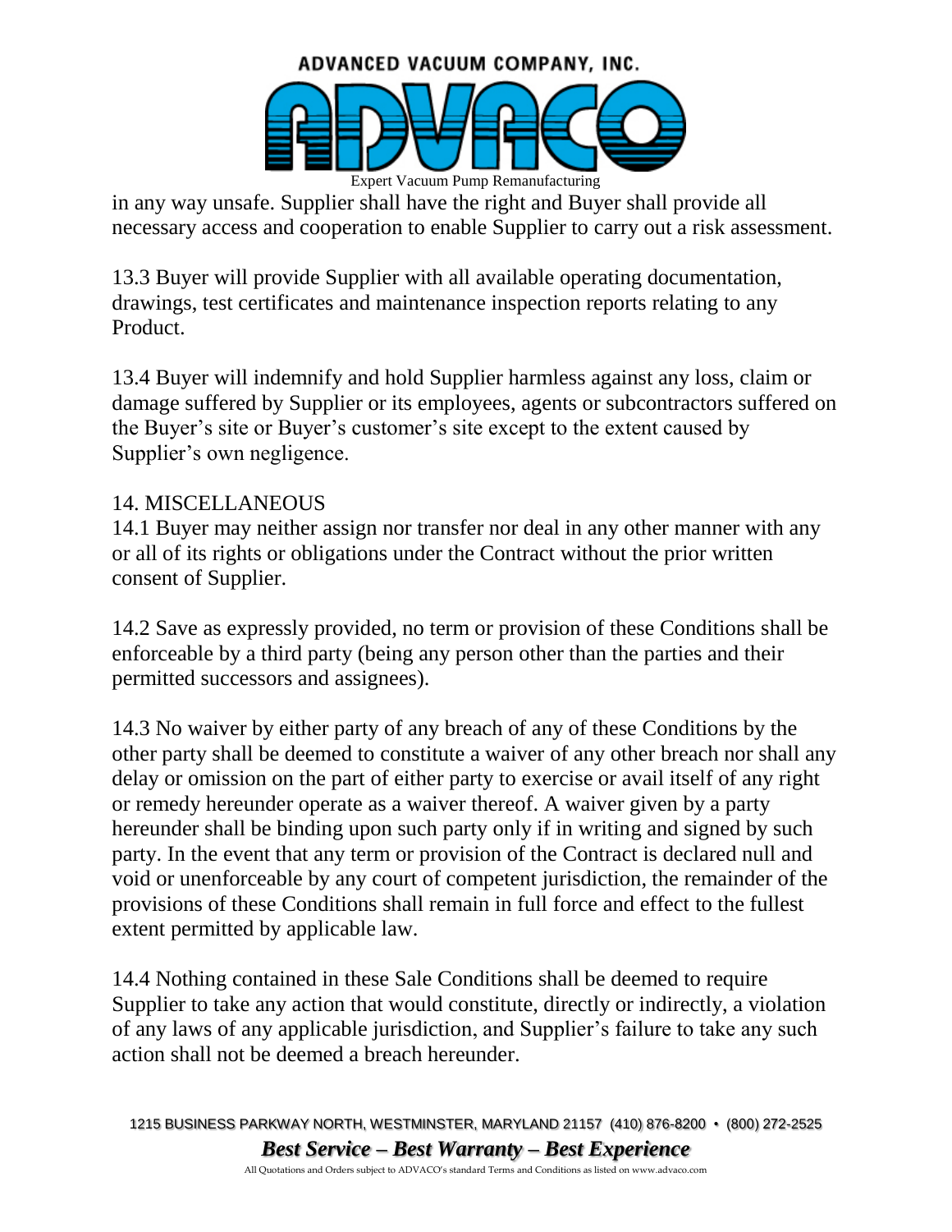in any way unsafe. Supplier shall have the right and Buyer shall provide all necessary access and cooperation to enable Supplier to carry out a risk assessment.

13.3 Buyer will provide Supplier with all available operating documentation, drawings, test certificates and maintenance inspection reports relating to any Product.

13.4 Buyer will indemnify and hold Supplier harmless against any loss, claim or damage suffered by Supplier or its employees, agents or subcontractors suffered on the Buyer's site or Buyer's customer's site except to the extent caused by Supplier's own negligence.

## 14. MISCELLANEOUS

14.1 Buyer may neither assign nor transfer nor deal in any other manner with any or all of its rights or obligations under the Contract without the prior written consent of Supplier.

14.2 Save as expressly provided, no term or provision of these Conditions shall be enforceable by a third party (being any person other than the parties and their permitted successors and assignees).

14.3 No waiver by either party of any breach of any of these Conditions by the other party shall be deemed to constitute a waiver of any other breach nor shall any delay or omission on the part of either party to exercise or avail itself of any right or remedy hereunder operate as a waiver thereof. A waiver given by a party hereunder shall be binding upon such party only if in writing and signed by such party. In the event that any term or provision of the Contract is declared null and void or unenforceable by any court of competent jurisdiction, the remainder of the provisions of these Conditions shall remain in full force and effect to the fullest extent permitted by applicable law.

14.4 Nothing contained in these Sale Conditions shall be deemed to require Supplier to take any action that would constitute, directly or indirectly, a violation of any laws of any applicable jurisdiction, and Supplier's failure to take any such action shall not be deemed a breach hereunder.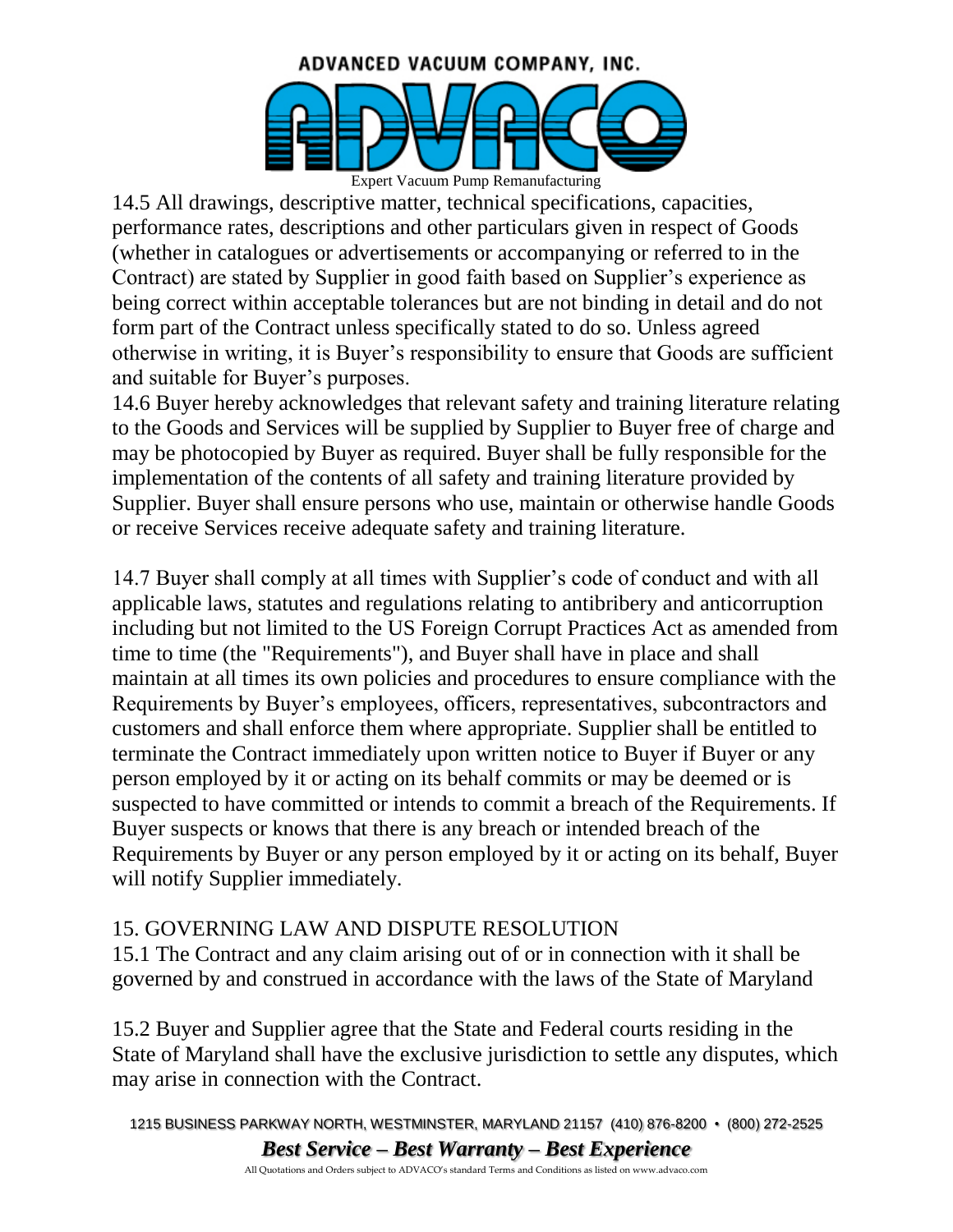14.5 All drawings, descriptive matter, technical specifications, capacities, performance rates, descriptions and other particulars given in respect of Goods (whether in catalogues or advertisements or accompanying or referred to in the Contract) are stated by Supplier in good faith based on Supplier's experience as being correct within acceptable tolerances but are not binding in detail and do not form part of the Contract unless specifically stated to do so. Unless agreed otherwise in writing, it is Buyer's responsibility to ensure that Goods are sufficient and suitable for Buyer's purposes.

14.6 Buyer hereby acknowledges that relevant safety and training literature relating to the Goods and Services will be supplied by Supplier to Buyer free of charge and may be photocopied by Buyer as required. Buyer shall be fully responsible for the implementation of the contents of all safety and training literature provided by Supplier. Buyer shall ensure persons who use, maintain or otherwise handle Goods or receive Services receive adequate safety and training literature.

14.7 Buyer shall comply at all times with Supplier's code of conduct and with all applicable laws, statutes and regulations relating to antibribery and anticorruption including but not limited to the US Foreign Corrupt Practices Act as amended from time to time (the "Requirements"), and Buyer shall have in place and shall maintain at all times its own policies and procedures to ensure compliance with the Requirements by Buyer's employees, officers, representatives, subcontractors and customers and shall enforce them where appropriate. Supplier shall be entitled to terminate the Contract immediately upon written notice to Buyer if Buyer or any person employed by it or acting on its behalf commits or may be deemed or is suspected to have committed or intends to commit a breach of the Requirements. If Buyer suspects or knows that there is any breach or intended breach of the Requirements by Buyer or any person employed by it or acting on its behalf, Buyer will notify Supplier immediately.

## 15. GOVERNING LAW AND DISPUTE RESOLUTION

15.1 The Contract and any claim arising out of or in connection with it shall be governed by and construed in accordance with the laws of the State of Maryland

15.2 Buyer and Supplier agree that the State and Federal courts residing in the State of Maryland shall have the exclusive jurisdiction to settle any disputes, which may arise in connection with the Contract.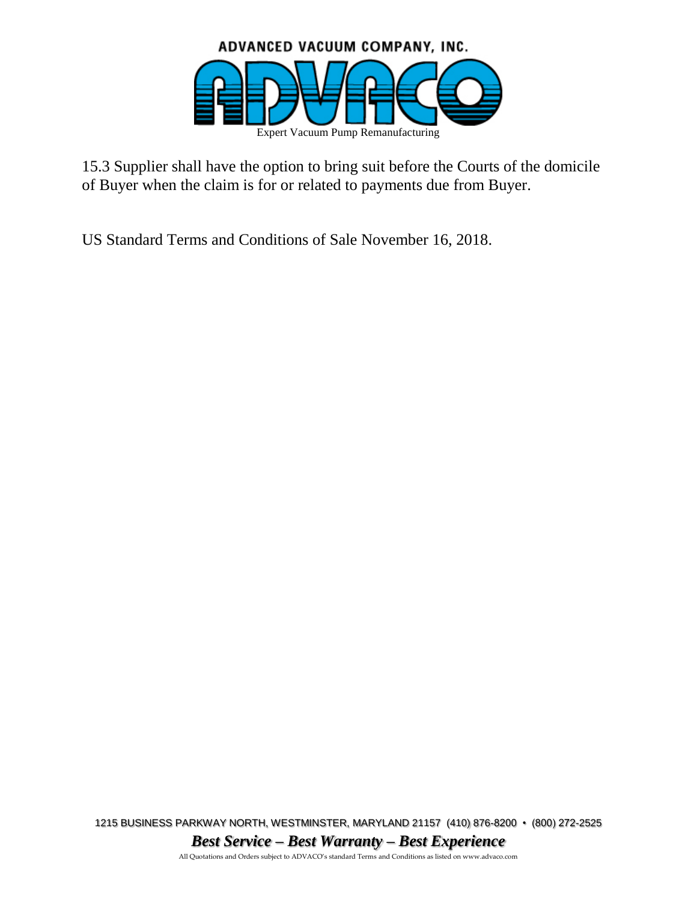15.3 Supplier shall have the option to bring suit before the Courts of the domicile of Buyer when the claim is for or related to payments due from Buyer.

US Standard Terms and Conditions of Sale November 16, 2018.